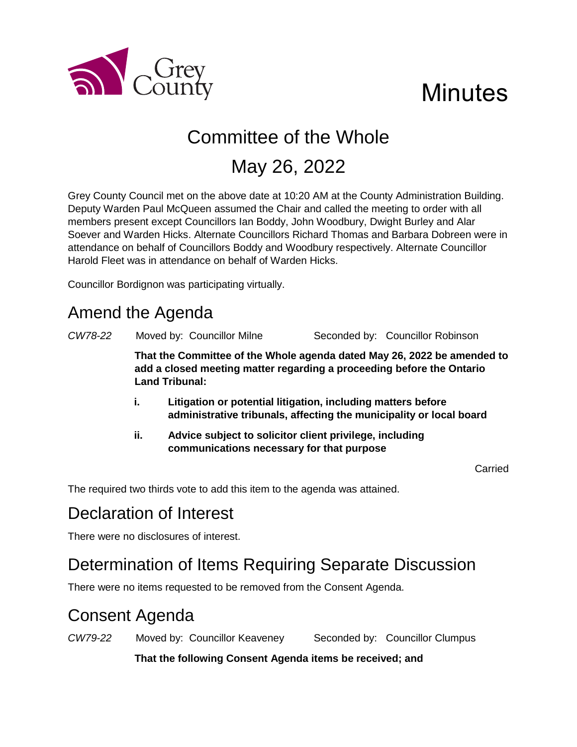# Minutes

## Committee of the Whole

## May 26, 2022

Grey County Council met on the above date at 10:20 AM at the County Administration Building. Deputy Warden Paul McQueen assumed the Chair and called the meeting to order with all members present except Councillors Ian Boddy, John Woodbury, Dwight Burley and Alar Soever and Warden Hicks. Alternate Councillors Richard Thomas and Barbara Dobreen were in attendance on behalf of Councillors Boddy and Woodbury respectively. Alternate Councillor Harold Fleet was in attendance on behalf of Warden Hicks.

Councillor Bordignon was participating virtually.

## Amend the Agenda

*CW78-22* Moved by: Councillor Milne Seconded by: Councillor Robinson

**That the Committee of the Whole agenda dated May 26, 2022 be amended to add a closed meeting matter regarding a proceeding before the Ontario Land Tribunal:**

**i. Litigation or potential litigation, including matters before administrative tribunals, affecting the municipality or local board**

**ii. Advice subject to solicitor client privilege, including communications necessary for that purpose**

Carried

The required two thirds vote to add this item to the agenda was attained.

## Declaration of Interest

There were no disclosures of interest.

## Determination of Items Requiring Separate Discussion

There were no items requested to be removed from the Consent Agenda.

## Consent Agenda

*CW79-22* Moved by: Councillor Keaveney Seconded by: Councillor Clumpus

**That the following Consent Agenda items be received; and**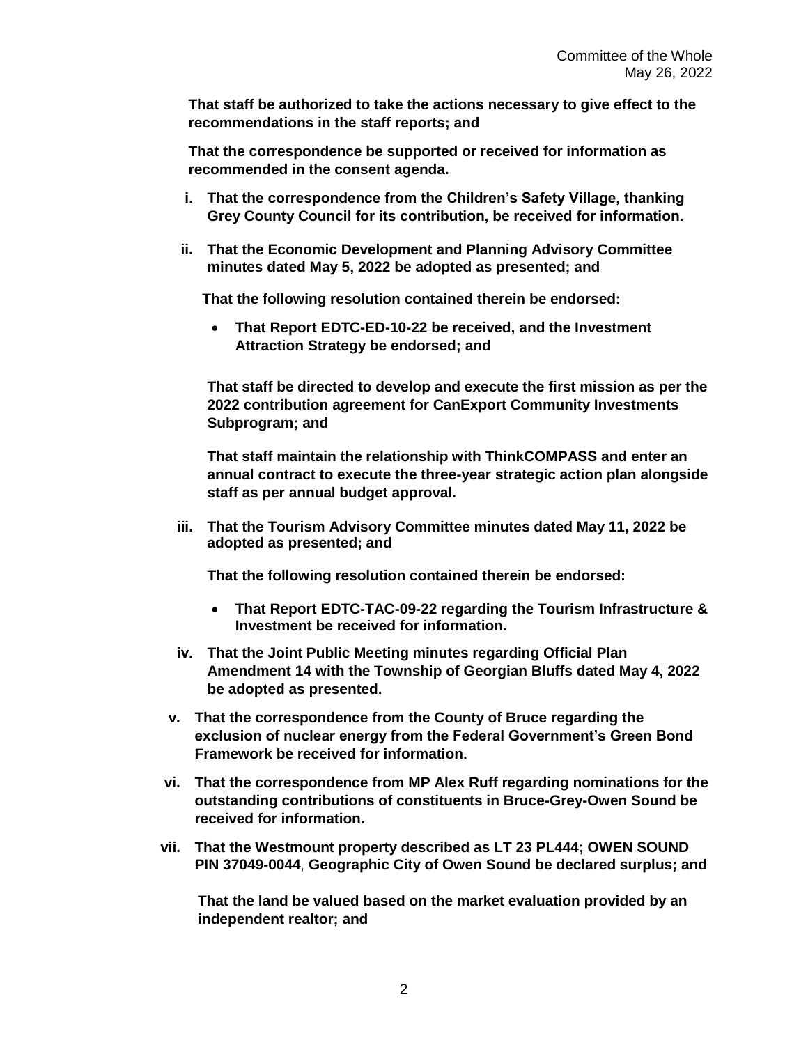**That staff be authorized to take the actions necessary to give effect to the recommendations in the staff reports; and**

**That the correspondence be supported or received for information as recommended in the consent agenda.**

i. **That the correspondence from the Children's Safety Village, thanking Grey County Council for its contribution, be received for information.**

ii. **That the Economic Development and Planning Advisory Committee minutes dated May 5, 2022 be adopted as presented; and**

   **That the following resolution contained therein be endorsed:**

   - **That Report EDTC-ED-10-22 be received, and the Investment Attraction Strategy be endorsed; and**

   **That staff be directed to develop and execute the first mission as per the 2022 contribution agreement for CanExport Community Investments Subprogram; and**

   **That staff maintain the relationship with ThinkCOMPASS and enter an annual contract to execute the three-year strategic action plan alongside staff as per annual budget approval.**

iii. **That the Tourism Advisory Committee minutes dated May 11, 2022 be adopted as presented; and**

   **That the following resolution contained therein be endorsed:**

   - **That Report EDTC-TAC-09-22 regarding the Tourism Infrastructure & Investment be received for information.**

iv. **That the Joint Public Meeting minutes regarding Official Plan Amendment 14 with the Township of Georgian Bluffs dated May 4, 2022 be adopted as presented.**

v. **That the correspondence from the County of Bruce regarding the exclusion of nuclear energy from the Federal Government's Green Bond Framework be received for information.**

vi. **That the correspondence from MP Alex Ruff regarding nominations for the outstanding contributions of constituents in Bruce-Grey-Owen Sound be received for information.**

vii. **That the Westmount property described as LT 23 PL444; OWEN SOUND PIN 37049-0044, Geographic City of Owen Sound be declared surplus; and**

   **That the land be valued based on the market evaluation provided by an independent realtor; and**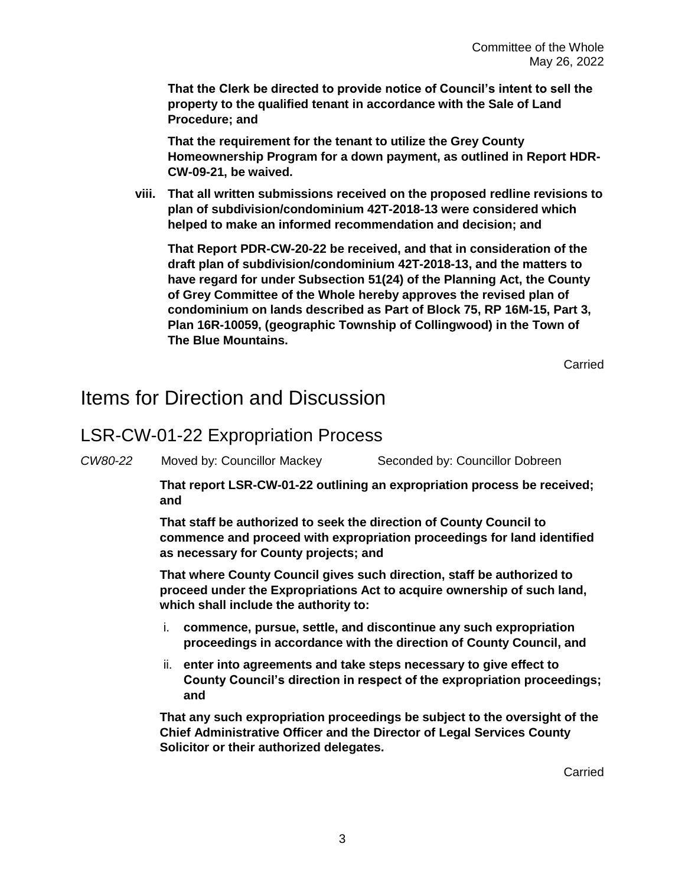**That the Clerk be directed to provide notice of Council's intent to sell the property to the qualified tenant in accordance with the Sale of Land Procedure; and**

**That the requirement for the tenant to utilize the Grey County Homeownership Program for a down payment, as outlined in Report HDR-CW-09-21, be waived.**

**viii. That all written submissions received on the proposed redline revisions to plan of subdivision/condominium 42T-2018-13 were considered which helped to make an informed recommendation and decision; and**

**That Report PDR-CW-20-22 be received, and that in consideration of the draft plan of subdivision/condominium 42T-2018-13, and the matters to have regard for under Subsection 51(24) of the Planning Act, the County of Grey Committee of the Whole hereby approves the revised plan of condominium on lands described as Part of Block 75, RP 16M-15, Part 3, Plan 16R-10059, (geographic Township of Collingwood) in the Town of The Blue Mountains.**

Carried

# Items for Direction and Discussion

## LSR-CW-01-22 Expropriation Process

*CW80-22* Moved by: Councillor Mackey Seconded by: Councillor Dobreen

**That report LSR-CW-01-22 outlining an expropriation process be received; and**

**That staff be authorized to seek the direction of County Council to commence and proceed with expropriation proceedings for land identified as necessary for County projects; and**

**That where County Council gives such direction, staff be authorized to proceed under the Expropriations Act to acquire ownership of such land, which shall include the authority to:**

i. **commence, pursue, settle, and discontinue any such expropriation proceedings in accordance with the direction of County Council, and**
ii. **enter into agreements and take steps necessary to give effect to County Council's direction in respect of the expropriation proceedings; and**

**That any such expropriation proceedings be subject to the oversight of the Chief Administrative Officer and the Director of Legal Services County Solicitor or their authorized delegates.**

Carried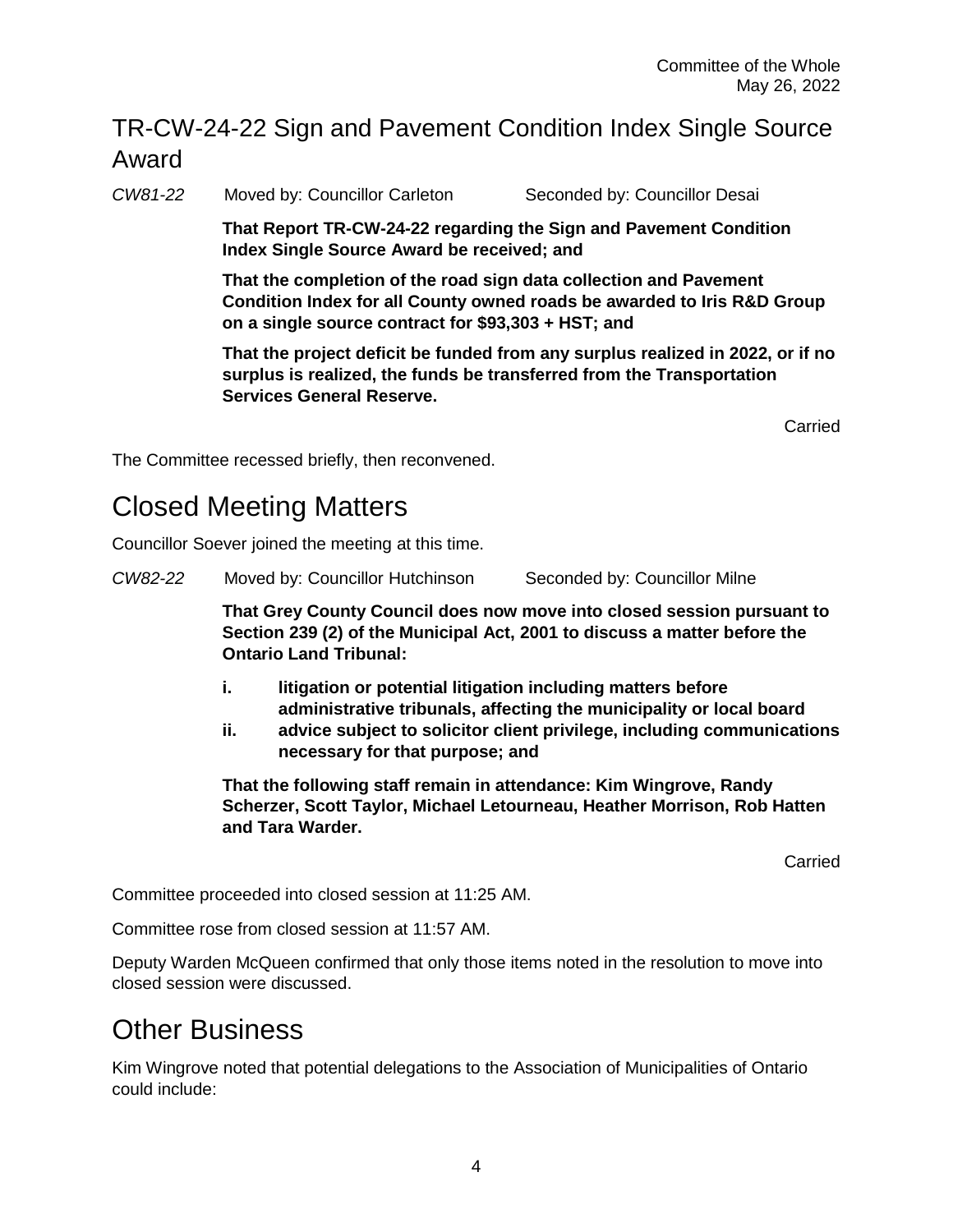## TR-CW-24-22 Sign and Pavement Condition Index Single Source Award

*CW81-22* Moved by: Councillor Carleton Seconded by: Councillor Desai

**That Report TR-CW-24-22 regarding the Sign and Pavement Condition Index Single Source Award be received; and**

**That the completion of the road sign data collection and Pavement Condition Index for all County owned roads be awarded to Iris R&D Group on a single source contract for $93,303 + HST; and**

**That the project deficit be funded from any surplus realized in 2022, or if no surplus is realized, the funds be transferred from the Transportation Services General Reserve.**

Carried

The Committee recessed briefly, then reconvened.

# Closed Meeting Matters

Councillor Soever joined the meeting at this time.

*CW82-22* Moved by: Councillor Hutchinson Seconded by: Councillor Milne

**That Grey County Council does now move into closed session pursuant to Section 239 (2) of the Municipal Act, 2001 to discuss a matter before the Ontario Land Tribunal:**

**i. litigation or potential litigation including matters before administrative tribunals, affecting the municipality or local board**

**ii. advice subject to solicitor client privilege, including communications necessary for that purpose; and**

**That the following staff remain in attendance: Kim Wingrove, Randy Scherzer, Scott Taylor, Michael Letourneau, Heather Morrison, Rob Hatten and Tara Warder.**

Carried

Committee proceeded into closed session at 11:25 AM.

Committee rose from closed session at 11:57 AM.

Deputy Warden McQueen confirmed that only those items noted in the resolution to move into closed session were discussed.

# Other Business

Kim Wingrove noted that potential delegations to the Association of Municipalities of Ontario could include: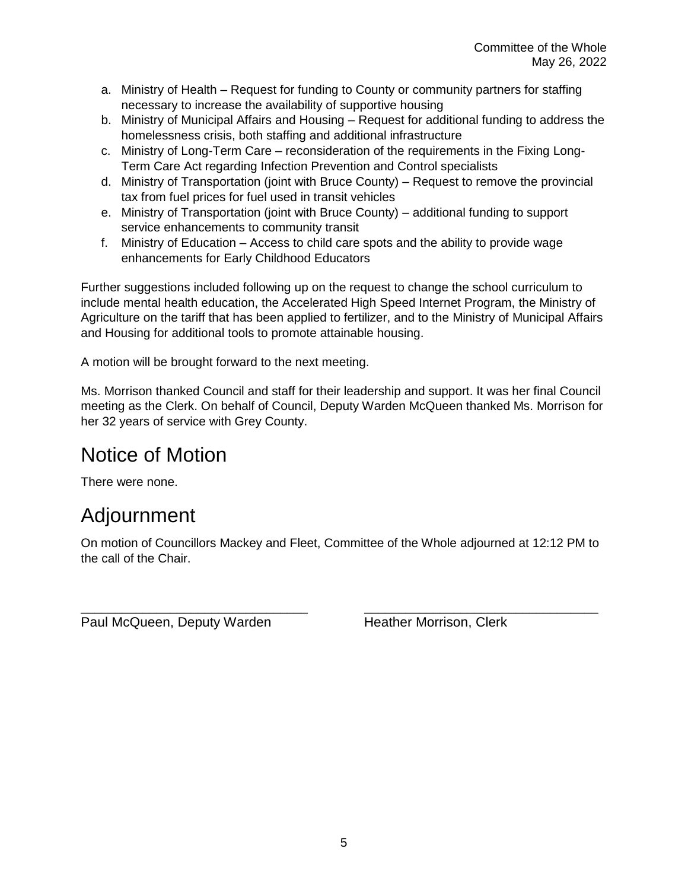a. Ministry of Health – Request for funding to County or community partners for staffing necessary to increase the availability of supportive housing
b. Ministry of Municipal Affairs and Housing – Request for additional funding to address the homelessness crisis, both staffing and additional infrastructure
c. Ministry of Long-Term Care – reconsideration of the requirements in the Fixing Long-Term Care Act regarding Infection Prevention and Control specialists
d. Ministry of Transportation (joint with Bruce County) – Request to remove the provincial tax from fuel prices for fuel used in transit vehicles
e. Ministry of Transportation (joint with Bruce County) – additional funding to support service enhancements to community transit
f. Ministry of Education – Access to child care spots and the ability to provide wage enhancements for Early Childhood Educators

Further suggestions included following up on the request to change the school curriculum to include mental health education, the Accelerated High Speed Internet Program, the Ministry of Agriculture on the tariff that has been applied to fertilizer, and to the Ministry of Municipal Affairs and Housing for additional tools to promote attainable housing.

A motion will be brought forward to the next meeting.

Ms. Morrison thanked Council and staff for their leadership and support. It was her final Council meeting as the Clerk. On behalf of Council, Deputy Warden McQueen thanked Ms. Morrison for her 32 years of service with Grey County.

# Notice of Motion

There were none.

# Adjournment

On motion of Councillors Mackey and Fleet, Committee of the Whole adjourned at 12:12 PM to the call of the Chair.

\_\_\_\_\_\_\_\_\_\_\_\_\_\_\_\_\_\_\_\_\_\_\_\_\_\_\_\_\_\_
Paul McQueen, Deputy Warden

\_\_\_\_\_\_\_\_\_\_\_\_\_\_\_\_\_\_\_\_\_\_\_\_\_\_\_\_\_\_
Heather Morrison, Clerk